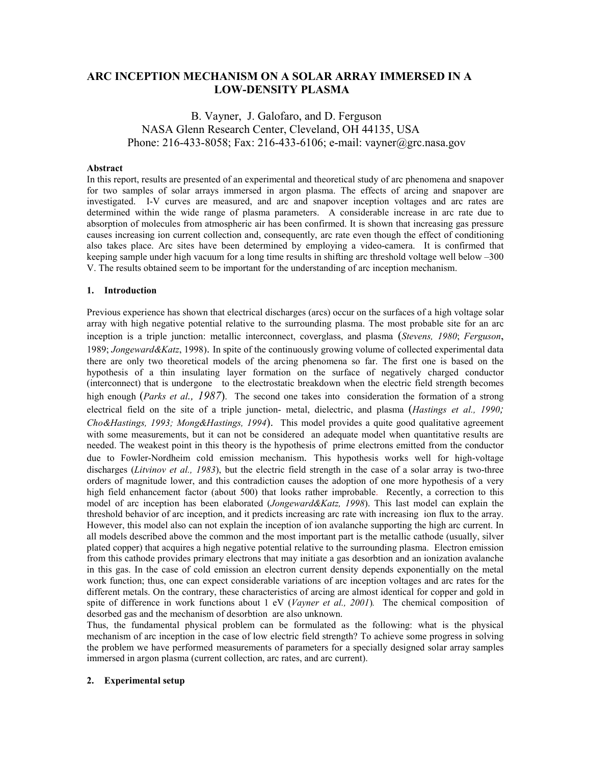# ARC INCEPTION MECHANISM ON A SOLAR ARRAY IMMERSED IN A LOW-DENSITY PLASMA

B. Vayner, J. Galofaro, and D. Ferguson
NASA Glenn Research Center, Cleveland, OH 44135, USA
Phone: 216-433-8058; Fax: 216-433-6106; e-mail: vayner@grc.nasa.gov

**Abstract**

In this report, results are presented of an experimental and theoretical study of arc phenomena and snapover for two samples of solar arrays immersed in argon plasma. The effects of arcing and snapover are investigated. I-V curves are measured, and arc and snapover inception voltages and arc rates are determined within the wide range of plasma parameters. A considerable increase in arc rate due to absorption of molecules from atmospheric air has been confirmed. It is shown that increasing gas pressure causes increasing ion current collection and, consequently, arc rate even though the effect of conditioning also takes place. Arc sites have been determined by employing a video-camera. It is confirmed that keeping sample under high vacuum for a long time results in shifting arc threshold voltage well below –300 V. The results obtained seem to be important for the understanding of arc inception mechanism.

## 1. Introduction

Previous experience has shown that electrical discharges (arcs) occur on the surfaces of a high voltage solar array with high negative potential relative to the surrounding plasma. The most probable site for an arc inception is a triple junction: metallic interconnect, coverglass, and plasma (*Stevens, 1980*; *Ferguson*, 1989; *Jongeward&Katz*, 1998). In spite of the continuously growing volume of collected experimental data there are only two theoretical models of the arcing phenomena so far. The first one is based on the hypothesis of a thin insulating layer formation on the surface of negatively charged conductor (interconnect) that is undergone to the electrostatic breakdown when the electric field strength becomes high enough (*Parks et al., 1987*). The second one takes into consideration the formation of a strong electrical field on the site of a triple junction- metal, dielectric, and plasma (*Hastings et al., 1990; Cho&Hastings, 1993; Mong&Hastings, 1994*). This model provides a quite good qualitative agreement with some measurements, but it can not be considered an adequate model when quantitative results are needed. The weakest point in this theory is the hypothesis of prime electrons emitted from the conductor due to Fowler-Nordheim cold emission mechanism. This hypothesis works well for high-voltage discharges (*Litvinov et al., 1983*), but the electric field strength in the case of a solar array is two-three orders of magnitude lower, and this contradiction causes the adoption of one more hypothesis of a very high field enhancement factor (about 500) that looks rather improbable. Recently, a correction to this model of arc inception has been elaborated (*Jongeward&Katz, 1998*). This last model can explain the threshold behavior of arc inception, and it predicts increasing arc rate with increasing ion flux to the array. However, this model also can not explain the inception of ion avalanche supporting the high arc current. In all models described above the common and the most important part is the metallic cathode (usually, silver plated copper) that acquires a high negative potential relative to the surrounding plasma. Electron emission from this cathode provides primary electrons that may initiate a gas desorbtion and an ionization avalanche in this gas. In the case of cold emission an electron current density depends exponentially on the metal work function; thus, one can expect considerable variations of arc inception voltages and arc rates for the different metals. On the contrary, these characteristics of arcing are almost identical for copper and gold in spite of difference in work functions about 1 eV (*Vayner et al., 2001*). The chemical composition of desorbed gas and the mechanism of desorbtion are also unknown.

Thus, the fundamental physical problem can be formulated as the following: what is the physical mechanism of arc inception in the case of low electric field strength? To achieve some progress in solving the problem we have performed measurements of parameters for a specially designed solar array samples immersed in argon plasma (current collection, arc rates, and arc current).

## 2. Experimental setup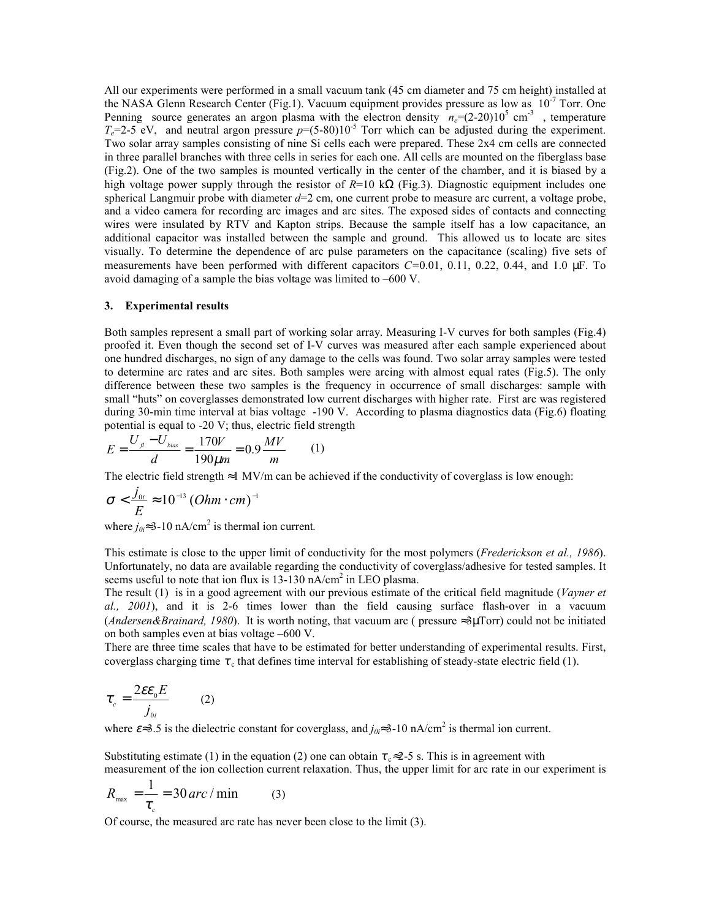All our experiments were performed in a small vacuum tank (45 cm diameter and 75 cm height) installed at the NASA Glenn Research Center (Fig.1). Vacuum equipment provides pressure as low as $10^{-7}$ Torr. One Penning source generates an argon plasma with the electron density $n_e$=(2-20)$10^5$ cm$^{-3}$, temperature $T_e$=2-5 eV, and neutral argon pressure $p$=(5-80)$10^{-5}$ Torr which can be adjusted during the experiment. Two solar array samples consisting of nine Si cells each were prepared. These 2x4 cm cells are connected in three parallel branches with three cells in series for each one. All cells are mounted on the fiberglass base (Fig.2). One of the two samples is mounted vertically in the center of the chamber, and it is biased by a high voltage power supply through the resistor of $R$=10 kΩ (Fig.3). Diagnostic equipment includes one spherical Langmuir probe with diameter $d$=2 cm, one current probe to measure arc current, a voltage probe, and a video camera for recording arc images and arc sites. The exposed sides of contacts and connecting wires were insulated by RTV and Kapton strips. Because the sample itself has a low capacitance, an additional capacitor was installed between the sample and ground. This allowed us to locate arc sites visually. To determine the dependence of arc pulse parameters on the capacitance (scaling) five sets of measurements have been performed with different capacitors $C$=0.01, 0.11, 0.22, 0.44, and 1.0 μF. To avoid damaging of a sample the bias voltage was limited to –600 V.

### 3. Experimental results

Both samples represent a small part of working solar array. Measuring I-V curves for both samples (Fig.4) proofed it. Even though the second set of I-V curves was measured after each sample experienced about one hundred discharges, no sign of any damage to the cells was found. Two solar array samples were tested to determine arc rates and arc sites. Both samples were arcing with almost equal rates (Fig.5). The only difference between these two samples is the frequency in occurrence of small discharges: sample with small "huts" on coverglasses demonstrated low current discharges with higher rate. First arc was registered during 30-min time interval at bias voltage -190 V. According to plasma diagnostics data (Fig.6) floating potential is equal to -20 V; thus, electric field strength

$$E = \frac{U_{fl} - U_{bias}}{d} = \frac{170V}{190\mu m} = 0.9\frac{MV}{m} \qquad (1)$$

The electric field strength ≈1 MV/m can be achieved if the conductivity of coverglass is low enough:

$$\sigma < \frac{j_{0i}}{E} \approx 10^{-13}\,(Ohm \cdot cm)^{-1}$$

where $j_{0i}$≈3-10 nA/cm$^2$ is thermal ion current.

This estimate is close to the upper limit of conductivity for the most polymers (*Frederickson et al., 1986*). Unfortunately, no data are available regarding the conductivity of coverglass/adhesive for tested samples. It seems useful to note that ion flux is 13-130 nA/cm$^2$ in LEO plasma.

The result (1) is in a good agreement with our previous estimate of the critical field magnitude (*Vayner et al., 2001*), and it is 2-6 times lower than the field causing surface flash-over in a vacuum (*Andersen&Brainard, 1980*). It is worth noting, that vacuum arc ( pressure ≈3μTorr) could not be initiated on both samples even at bias voltage –600 V.

There are three time scales that have to be estimated for better understanding of experimental results. First, coverglass charging time $\tau_c$ that defines time interval for establishing of steady-state electric field (1).

$$\tau_c = \frac{2\varepsilon\varepsilon_0 E}{j_{0i}} \qquad (2)$$

where $\varepsilon$≈3.5 is the dielectric constant for coverglass, and $j_{0i}$≈3-10 nA/cm$^2$ is thermal ion current.

Substituting estimate (1) in the equation (2) one can obtain $\tau_c$≈2-5 s. This is in agreement with measurement of the ion collection current relaxation. Thus, the upper limit for arc rate in our experiment is

$$R_{max} = \frac{1}{\tau_c} = 30\,arc/\min \qquad (3)$$

Of course, the measured arc rate has never been close to the limit (3).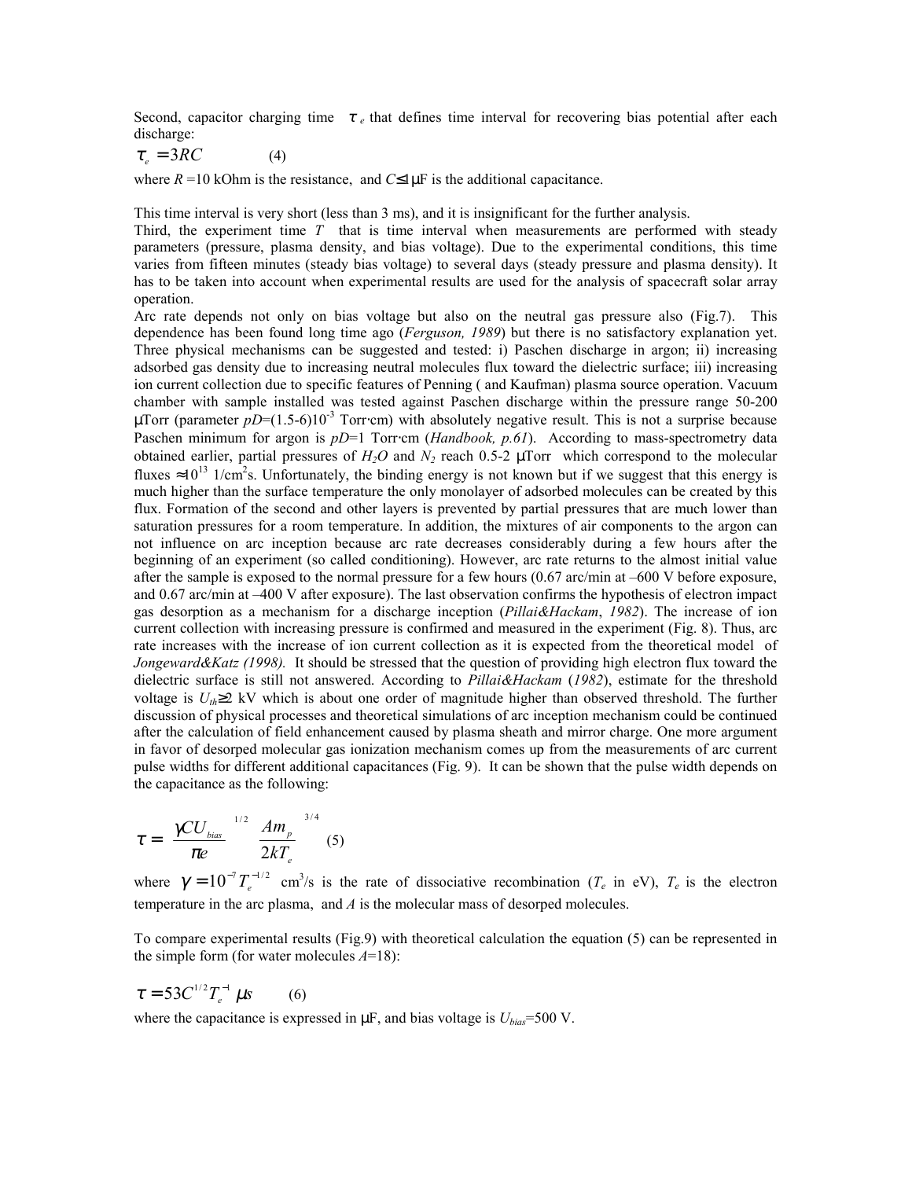Second, capacitor charging time $\tau_e$ that defines time interval for recovering bias potential after each discharge:

$$\tau_e = 3RC \qquad (4)$$

where $R$ =10 kOhm is the resistance, and $C$≤1 μF is the additional capacitance.

This time interval is very short (less than 3 ms), and it is insignificant for the further analysis.

Third, the experiment time $T$ that is time interval when measurements are performed with steady parameters (pressure, plasma density, and bias voltage). Due to the experimental conditions, this time varies from fifteen minutes (steady bias voltage) to several days (steady pressure and plasma density). It has to be taken into account when experimental results are used for the analysis of spacecraft solar array operation.

Arc rate depends not only on bias voltage but also on the neutral gas pressure also (Fig.7). This dependence has been found long time ago (*Ferguson, 1989*) but there is no satisfactory explanation yet. Three physical mechanisms can be suggested and tested: i) Paschen discharge in argon; ii) increasing adsorbed gas density due to increasing neutral molecules flux toward the dielectric surface; iii) increasing ion current collection due to specific features of Penning ( and Kaufman) plasma source operation. Vacuum chamber with sample installed was tested against Paschen discharge within the pressure range 50-200 μTorr (parameter $pD$=(1.5-6)$10^{-3}$ Torr·cm) with absolutely negative result. This is not a surprise because Paschen minimum for argon is $pD$=1 Torr·cm (*Handbook, p.61*). According to mass-spectrometry data obtained earlier, partial pressures of $H_2O$ and $N_2$ reach 0.5-2 μTorr which correspond to the molecular fluxes ≈$10^{13}$ 1/cm$^2$s. Unfortunately, the binding energy is not known but if we suggest that this energy is much higher than the surface temperature the only monolayer of adsorbed molecules can be created by this flux. Formation of the second and other layers is prevented by partial pressures that are much lower than saturation pressures for a room temperature. In addition, the mixtures of air components to the argon can not influence on arc inception because arc rate decreases considerably during a few hours after the beginning of an experiment (so called conditioning). However, arc rate returns to the almost initial value after the sample is exposed to the normal pressure for a few hours (0.67 arc/min at –600 V before exposure, and 0.67 arc/min at –400 V after exposure). The last observation confirms the hypothesis of electron impact gas desorption as a mechanism for a discharge inception (*Pillai&Hackam*, *1982*). The increase of ion current collection with increasing pressure is confirmed and measured in the experiment (Fig. 8). Thus, arc rate increases with the increase of ion current collection as it is expected from the theoretical model of *Jongeward&Katz (1998).* It should be stressed that the question of providing high electron flux toward the dielectric surface is still not answered. According to *Pillai&Hackam* (*1982*), estimate for the threshold voltage is $U_{th}$≥2 kV which is about one order of magnitude higher than observed threshold. The further discussion of physical processes and theoretical simulations of arc inception mechanism could be continued after the calculation of field enhancement caused by plasma sheath and mirror charge. One more argument in favor of desorped molecular gas ionization mechanism comes up from the measurements of arc current pulse widths for different additional capacitances (Fig. 9). It can be shown that the pulse width depends on the capacitance as the following:

$$\tau = \left(\frac{\gamma C U_{bias}}{\pi e}\right)^{1/2} \left(\frac{A m_p}{2kT_e}\right)^{3/4} \qquad (5)$$

where $\gamma = 10^{-7} T_e^{-1/2}$ cm$^3$/s is the rate of dissociative recombination ($T_e$ in eV), $T_e$ is the electron temperature in the arc plasma, and $A$ is the molecular mass of desorped molecules.

To compare experimental results (Fig.9) with theoretical calculation the equation (5) can be represented in the simple form (for water molecules $A$=18):

$$\tau = 53 C^{1/2} T_e^{-1} \ \mu s \qquad (6)$$

where the capacitance is expressed in μF, and bias voltage is $U_{bias}$=500 V.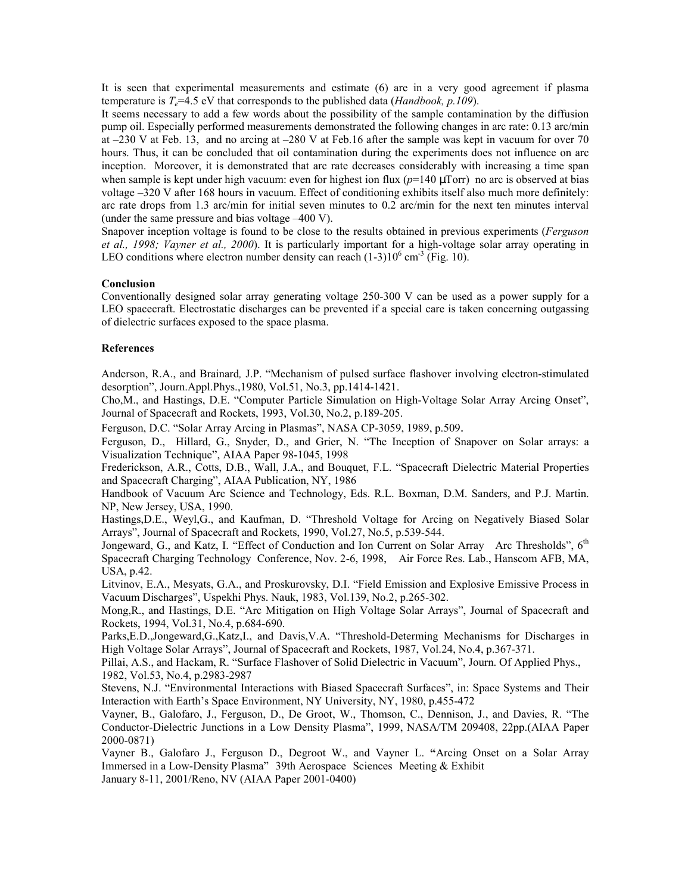It is seen that experimental measurements and estimate (6) are in a very good agreement if plasma temperature is $T_e$=4.5 eV that corresponds to the published data (*Handbook, p.109*).

It seems necessary to add a few words about the possibility of the sample contamination by the diffusion pump oil. Especially performed measurements demonstrated the following changes in arc rate: 0.13 arc/min at –230 V at Feb. 13, and no arcing at –280 V at Feb.16 after the sample was kept in vacuum for over 70 hours. Thus, it can be concluded that oil contamination during the experiments does not influence on arc inception. Moreover, it is demonstrated that arc rate decreases considerably with increasing a time span when sample is kept under high vacuum: even for highest ion flux ($p$=140 μTorr) no arc is observed at bias voltage –320 V after 168 hours in vacuum. Effect of conditioning exhibits itself also much more definitely: arc rate drops from 1.3 arc/min for initial seven minutes to 0.2 arc/min for the next ten minutes interval (under the same pressure and bias voltage –400 V).

Snapover inception voltage is found to be close to the results obtained in previous experiments (*Ferguson et al., 1998; Vayner et al., 2000*). It is particularly important for a high-voltage solar array operating in LEO conditions where electron number density can reach $(1\text{-}3)10^6$ cm$^{-3}$ (Fig. 10).

**Conclusion**

Conventionally designed solar array generating voltage 250-300 V can be used as a power supply for a LEO spacecraft. Electrostatic discharges can be prevented if a special care is taken concerning outgassing of dielectric surfaces exposed to the space plasma.

**References**

Anderson, R.A., and Brainard, J.P. "Mechanism of pulsed surface flashover involving electron-stimulated desorption", Journ.Appl.Phys.,1980, Vol.51, No.3, pp.1414-1421.

Cho,M., and Hastings, D.E. "Computer Particle Simulation on High-Voltage Solar Array Arcing Onset", Journal of Spacecraft and Rockets, 1993, Vol.30, No.2, p.189-205.

Ferguson, D.C. "Solar Array Arcing in Plasmas", NASA CP-3059, 1989, p.509.

Ferguson, D., Hillard, G., Snyder, D., and Grier, N. "The Inception of Snapover on Solar arrays: a Visualization Technique", AIAA Paper 98-1045, 1998

Frederickson, A.R., Cotts, D.B., Wall, J.A., and Bouquet, F.L. "Spacecraft Dielectric Material Properties and Spacecraft Charging", AIAA Publication, NY, 1986

Handbook of Vacuum Arc Science and Technology, Eds. R.L. Boxman, D.M. Sanders, and P.J. Martin. NP, New Jersey, USA, 1990.

Hastings,D.E., Weyl,G., and Kaufman, D. "Threshold Voltage for Arcing on Negatively Biased Solar Arrays", Journal of Spacecraft and Rockets, 1990, Vol.27, No.5, p.539-544.

Jongeward, G., and Katz, I. "Effect of Conduction and Ion Current on Solar Array Arc Thresholds", 6th Spacecraft Charging Technology Conference, Nov. 2-6, 1998, Air Force Res. Lab., Hanscom AFB, MA, USA, p.42.

Litvinov, E.A., Mesyats, G.A., and Proskurovsky, D.I. "Field Emission and Explosive Emissive Process in Vacuum Discharges", Uspekhi Phys. Nauk, 1983, Vol.139, No.2, p.265-302.

Mong,R., and Hastings, D.E. "Arc Mitigation on High Voltage Solar Arrays", Journal of Spacecraft and Rockets, 1994, Vol.31, No.4, p.684-690.

Parks,E.D.,Jongeward,G.,Katz,I., and Davis,V.A. "Threshold-Determing Mechanisms for Discharges in High Voltage Solar Arrays", Journal of Spacecraft and Rockets, 1987, Vol.24, No.4, p.367-371.

Pillai, A.S., and Hackam, R. "Surface Flashover of Solid Dielectric in Vacuum", Journ. Of Applied Phys., 1982, Vol.53, No.4, p.2983-2987

Stevens, N.J. "Environmental Interactions with Biased Spacecraft Surfaces", in: Space Systems and Their Interaction with Earth's Space Environment, NY University, NY, 1980, p.455-472

Vayner, B., Galofaro, J., Ferguson, D., De Groot, W., Thomson, C., Dennison, J., and Davies, R. "The Conductor-Dielectric Junctions in a Low Density Plasma", 1999, NASA/TM 209408, 22pp.(AIAA Paper 2000-0871)

Vayner B., Galofaro J., Ferguson D., Degroot W., and Vayner L. "Arcing Onset on a Solar Array Immersed in a Low-Density Plasma" 39th Aerospace Sciences Meeting & Exhibit January 8-11, 2001/Reno, NV (AIAA Paper 2001-0400)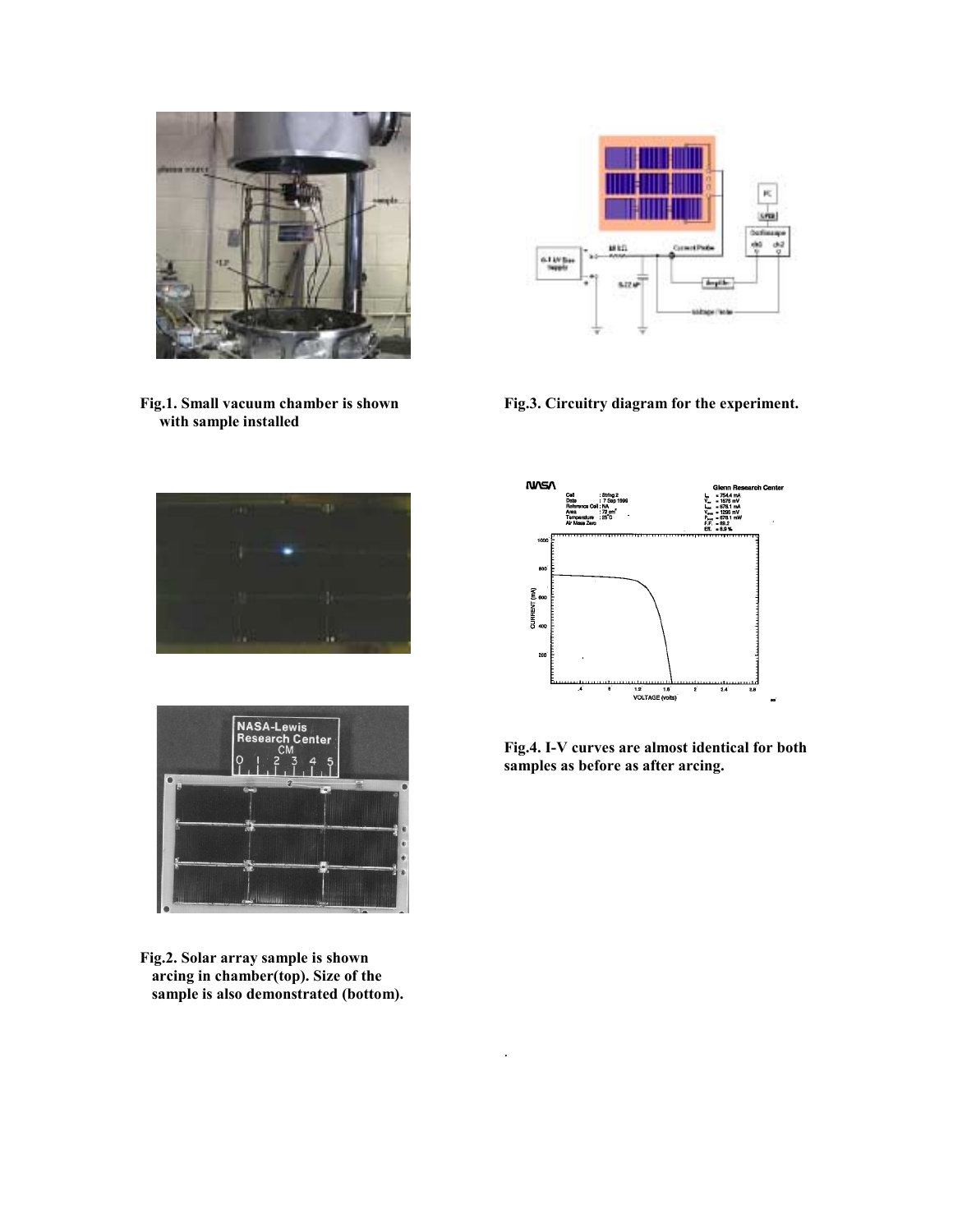Fig.1. Small vacuum chamber is shown with sample installed

Fig.2. Solar array sample is shown arcing in chamber(top). Size of the sample is also demonstrated (bottom).

Fig.3. Circuitry diagram for the experiment.

Fig.4. I-V curves are almost identical for both samples as before as after arcing.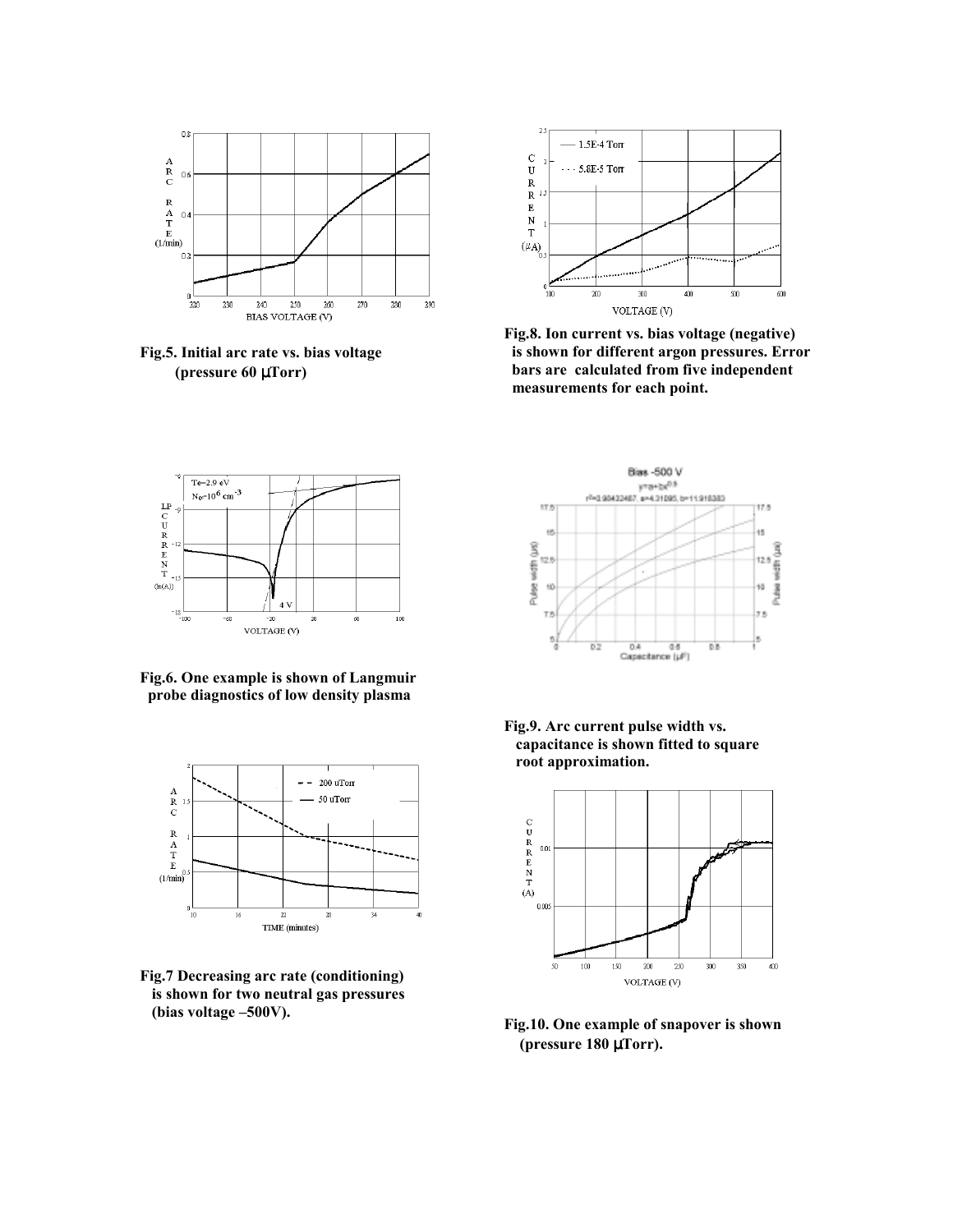0.8
A
R
C
R
A
T
E
(1/min)
0.6
0.4
0.2
0
220 230 240 250 260 270 280 290
BIAS VOLTAGE (V)

**Fig.5. Initial arc rate vs. bias voltage (pressure 60 μTorr)**

2.5
1.5E-4 Torr
5.8E-5 Torr
C
U
R
R
E
N
T
(μA)
2
1.5
1
0.5
0
100 200 300 400 500 600
VOLTAGE (V)

**Fig.8. Ion current vs. bias voltage (negative) is shown for different argon pressures. Error bars are calculated from five independent measurements for each point.**

Te=2.9 eV
Ne=10$^6$ cm$^{-3}$
LP
C
U
R
R
E
N
T
(ln(A))
-6
-9
-12
-15
-18
-100 -60 -20 20 60 100
4 V
VOLTAGE (V)

**Fig.6. One example is shown of Langmuir probe diagnostics of low density plasma**

Bias -500 V
y=a+bx$^{0.5}$
r²=0.90432487, a=4.31095, b=11.916383
17.5
15
12.5
10
7.5
5
Pulse width (μs)
0 0.2 0.4 0.6 0.8 1
Capacitance (μF)

**Fig.9. Arc current pulse width vs. capacitance is shown fitted to square root approximation.**

2
A
R
C
R
A
T
E
(1/min)
1.5
1
0.5
0
200 uTorr
50 uTorr
10 16 22 28 34 40
TIME (minutes)

**Fig.7 Decreasing arc rate (conditioning) is shown for two neutral gas pressures (bias voltage –500V).**

C
U
R
R
E
N
T
(A)
0.01
0.005
50 100 150 200 250 300 350 400
VOLTAGE (V)

**Fig.10. One example of snapover is shown (pressure 180 μTorr).**